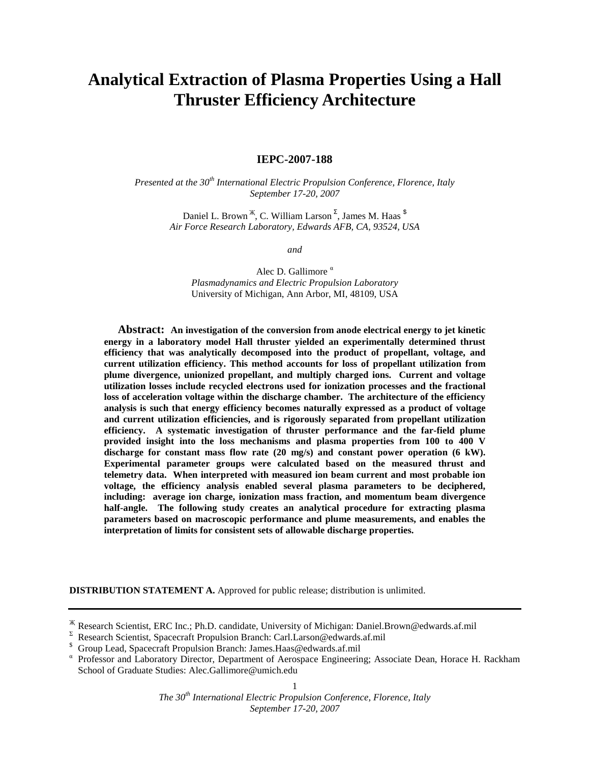# Analytical Extraction of Plasma Properties Using a Hall Thruster Efficiency Architecture

**IEPC-2007-188**

*Presented at the 30th International Electric Propulsion Conference, Florence, Italy*
*September 17-20, 2007*

Daniel L. Brown [Ж], C. William Larson [Σ], James M. Haas [$]
*Air Force Research Laboratory, Edwards AFB, CA, 93524, USA*

*and*

Alec D. Gallimore [α]
*Plasmadynamics and Electric Propulsion Laboratory*
University of Michigan, Ann Arbor, MI, 48109, USA

**Abstract: An investigation of the conversion from anode electrical energy to jet kinetic energy in a laboratory model Hall thruster yielded an experimentally determined thrust efficiency that was analytically decomposed into the product of propellant, voltage, and current utilization efficiency. This method accounts for loss of propellant utilization from plume divergence, unionized propellant, and multiply charged ions. Current and voltage utilization losses include recycled electrons used for ionization processes and the fractional loss of acceleration voltage within the discharge chamber. The architecture of the efficiency analysis is such that energy efficiency becomes naturally expressed as a product of voltage and current utilization efficiencies, and is rigorously separated from propellant utilization efficiency. A systematic investigation of thruster performance and the far-field plume provided insight into the loss mechanisms and plasma properties from 100 to 400 V discharge for constant mass flow rate (20 mg/s) and constant power operation (6 kW). Experimental parameter groups were calculated based on the measured thrust and telemetry data. When interpreted with measured ion beam current and most probable ion voltage, the efficiency analysis enabled several plasma parameters to be deciphered, including: average ion charge, ionization mass fraction, and momentum beam divergence half-angle. The following study creates an analytical procedure for extracting plasma parameters based on macroscopic performance and plume measurements, and enables the interpretation of limits for consistent sets of allowable discharge properties.**

**DISTRIBUTION STATEMENT A.** Approved for public release; distribution is unlimited.

---

[Ж] Research Scientist, ERC Inc.; Ph.D. candidate, University of Michigan: Daniel.Brown@edwards.af.mil
[Σ] Research Scientist, Spacecraft Propulsion Branch: Carl.Larson@edwards.af.mil
[$] Group Lead, Spacecraft Propulsion Branch: James.Haas@edwards.af.mil
[α] Professor and Laboratory Director, Department of Aerospace Engineering; Associate Dean, Horace H. Rackham School of Graduate Studies: Alec.Gallimore@umich.edu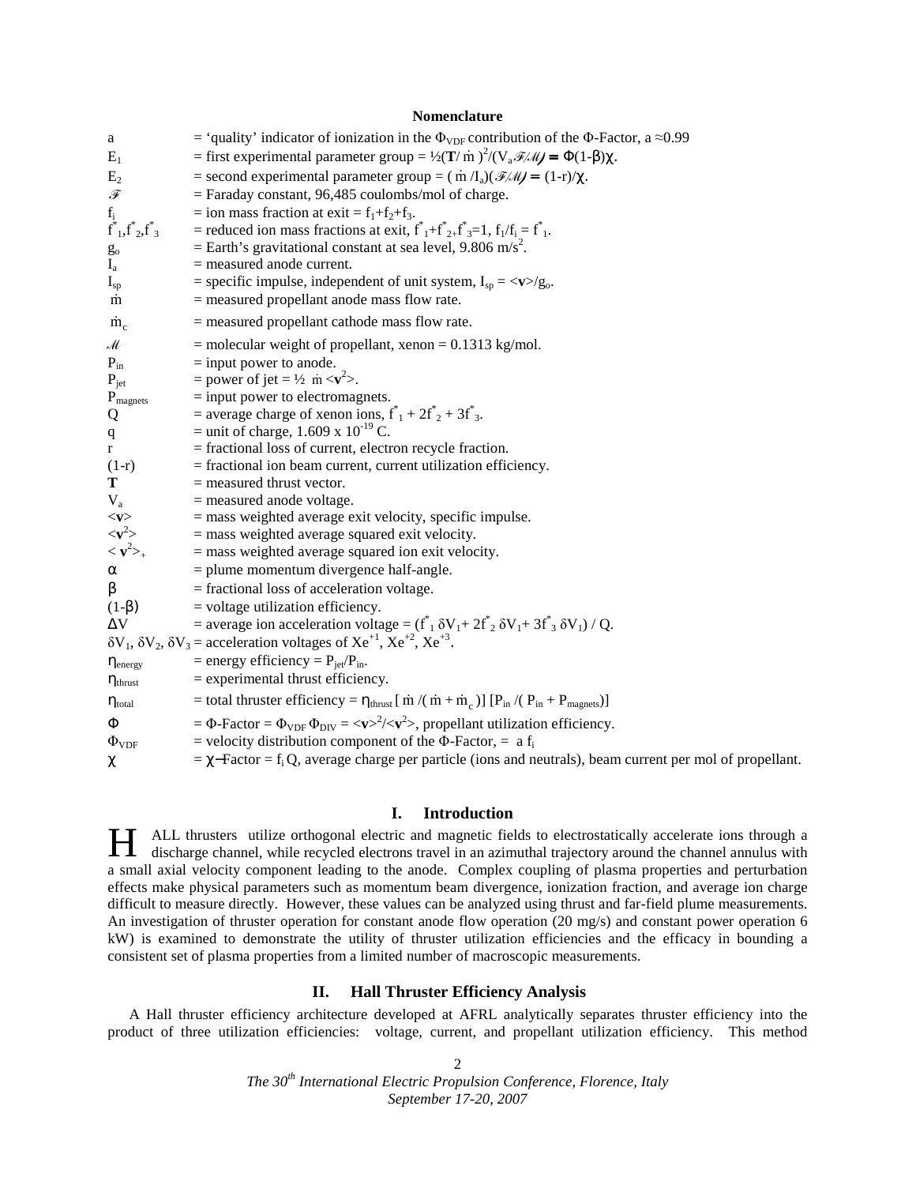**Nomenclature**

| | |
|---|---|
| a | = 'quality' indicator of ionization in the $\Phi_{VDF}$ contribution of the $\Phi$-Factor, a ≈0.99 |
| $E_1$ | = first experimental parameter group = $\frac{1}{2}(\mathbf{T}/\dot{m})^2/(V_a\mathscr{F}/\mathscr{M}) = \Phi(1-\beta)\chi$. |
| $E_2$ | = second experimental parameter group = $(\dot{m}/I_a)(\mathscr{F}/\mathscr{M}) = (1-r)/\chi$. |
| $\mathscr{F}$ | = Faraday constant, 96,485 coulombs/mol of charge. |
| $f_i$ | = ion mass fraction at exit = $f_1+f_2+f_3$. |
| $f^*_1, f^*_2, f^*_3$ | = reduced ion mass fractions at exit, $f^*_1+f^*_2+f^*_3=1$, $f_1/f_i = f^*_1$. |
| $g_o$ | = Earth's gravitational constant at sea level, 9.806 m/s$^2$. |
| $I_a$ | = measured anode current. |
| $I_{sp}$ | = specific impulse, independent of unit system, $I_{sp} = \langle\mathbf{v}\rangle/g_o$. |
| $\dot{m}$ | = measured propellant anode mass flow rate. |
| $\dot{m}_c$ | = measured propellant cathode mass flow rate. |
| $\mathscr{M}$ | = molecular weight of propellant, xenon = 0.1313 kg/mol. |
| $P_{in}$ | = input power to anode. |
| $P_{jet}$ | = power of jet = $\frac{1}{2}\,\dot{m}\langle\mathbf{v}^2\rangle$. |
| $P_{magnets}$ | = input power to electromagnets. |
| Q | = average charge of xenon ions, $f^*_1 + 2f^*_2 + 3f^*_3$. |
| q | = unit of charge, 1.609 x $10^{-19}$ C. |
| r | = fractional loss of current, electron recycle fraction. |
| (1-r) | = fractional ion beam current, current utilization efficiency. |
| **T** | = measured thrust vector. |
| $V_a$ | = measured anode voltage. |
| $\langle\mathbf{v}\rangle$ | = mass weighted average exit velocity, specific impulse. |
| $\langle\mathbf{v}^2\rangle$ | = mass weighted average squared exit velocity. |
| $\langle\mathbf{v}^2\rangle_+$ | = mass weighted average squared ion exit velocity. |
| $\alpha$ | = plume momentum divergence half-angle. |
| $\beta$ | = fractional loss of acceleration voltage. |
| $(1-\beta)$ | = voltage utilization efficiency. |
| $\Delta V$ | = average ion acceleration voltage = $(f^*_1\,\delta V_1 + 2f^*_2\,\delta V_1 + 3f^*_3\,\delta V_1)/Q$. |
| $\delta V_1, \delta V_2, \delta V_3$ | = acceleration voltages of $Xe^{+1}$, $Xe^{+2}$, $Xe^{+3}$. |
| $\eta_{energy}$ | = energy efficiency = $P_{jet}/P_{in}$. |
| $\eta_{thrust}$ | = experimental thrust efficiency. |
| $\eta_{total}$ | = total thruster efficiency = $\eta_{thrust}\,[\dot{m}/(\dot{m}+\dot{m}_c)]\,[P_{in}/(P_{in}+P_{magnets})]$ |
| $\Phi$ | = $\Phi$-Factor = $\Phi_{VDF}\,\Phi_{DIV} = \langle\mathbf{v}\rangle^2/\langle\mathbf{v}^2\rangle$, propellant utilization efficiency. |
| $\Phi_{VDF}$ | = velocity distribution component of the $\Phi$-Factor, = a $f_i$ |
| $\chi$ | = $\chi$–Factor = $f_i$ Q, average charge per particle (ions and neutrals), beam current per mol of propellant. |

## I. Introduction

HALL thrusters utilize orthogonal electric and magnetic fields to electrostatically accelerate ions through a discharge channel, while recycled electrons travel in an azimuthal trajectory around the channel annulus with a small axial velocity component leading to the anode. Complex coupling of plasma properties and perturbation effects make physical parameters such as momentum beam divergence, ionization fraction, and average ion charge difficult to measure directly. However, these values can be analyzed using thrust and far-field plume measurements. An investigation of thruster operation for constant anode flow operation (20 mg/s) and constant power operation 6 kW) is examined to demonstrate the utility of thruster utilization efficiencies and the efficacy in bounding a consistent set of plasma properties from a limited number of macroscopic measurements.

## II. Hall Thruster Efficiency Analysis

A Hall thruster efficiency architecture developed at AFRL analytically separates thruster efficiency into the product of three utilization efficiencies: voltage, current, and propellant utilization efficiency. This method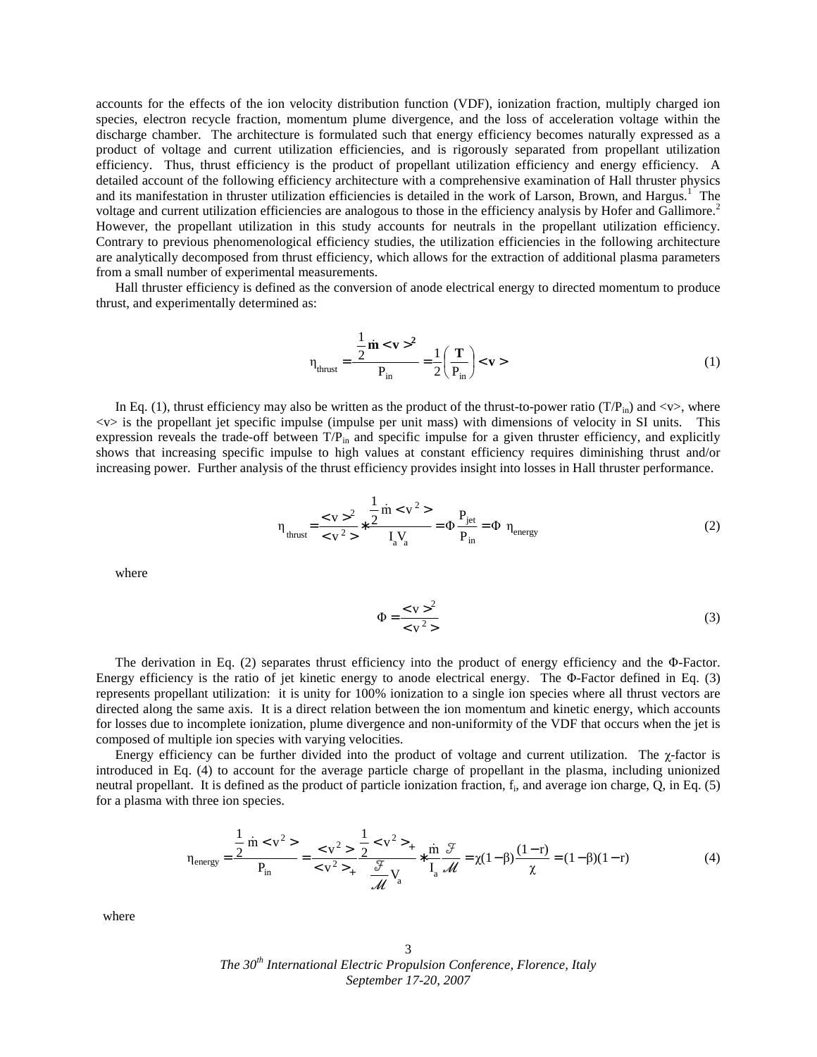accounts for the effects of the ion velocity distribution function (VDF), ionization fraction, multiply charged ion species, electron recycle fraction, momentum plume divergence, and the loss of acceleration voltage within the discharge chamber. The architecture is formulated such that energy efficiency becomes naturally expressed as a product of voltage and current utilization efficiencies, and is rigorously separated from propellant utilization efficiency. Thus, thrust efficiency is the product of propellant utilization efficiency and energy efficiency. A detailed account of the following efficiency architecture with a comprehensive examination of Hall thruster physics and its manifestation in thruster utilization efficiencies is detailed in the work of Larson, Brown, and Hargus.[1] The voltage and current utilization efficiencies are analogous to those in the efficiency analysis by Hofer and Gallimore.[2] However, the propellant utilization in this study accounts for neutrals in the propellant utilization efficiency. Contrary to previous phenomenological efficiency studies, the utilization efficiencies in the following architecture are analytically decomposed from thrust efficiency, which allows for the extraction of additional plasma parameters from a small number of experimental measurements.

Hall thruster efficiency is defined as the conversion of anode electrical energy to directed momentum to produce thrust, and experimentally determined as:

$$\eta_{thrust} = \frac{\frac{1}{2}\dot{\mathbf{m}} < \mathbf{v} >^2}{P_{in}} = \frac{1}{2}\left(\frac{\mathbf{T}}{P_{in}}\right) < \mathbf{v} > \tag{1}$$

In Eq. (1), thrust efficiency may also be written as the product of the thrust-to-power ratio ($T/P_{in}$) and $<v>$, where $<v>$ is the propellant jet specific impulse (impulse per unit mass) with dimensions of velocity in SI units. This expression reveals the trade-off between $T/P_{in}$ and specific impulse for a given thruster efficiency, and explicitly shows that increasing specific impulse to high values at constant efficiency requires diminishing thrust and/or increasing power. Further analysis of the thrust efficiency provides insight into losses in Hall thruster performance.

$$\eta_{thrust} = \frac{< v >^2}{< v^2 >} * \frac{\frac{1}{2}\dot{m} < v^2 >}{I_a V_a} = \Phi \frac{P_{jet}}{P_{in}} = \Phi \ \eta_{energy} \tag{2}$$

where

$$\Phi = \frac{< v >^2}{< v^2 >} \tag{3}$$

The derivation in Eq. (2) separates thrust efficiency into the product of energy efficiency and the Φ-Factor. Energy efficiency is the ratio of jet kinetic energy to anode electrical energy. The Φ-Factor defined in Eq. (3) represents propellant utilization: it is unity for 100% ionization to a single ion species where all thrust vectors are directed along the same axis. It is a direct relation between the ion momentum and kinetic energy, which accounts for losses due to incomplete ionization, plume divergence and non-uniformity of the VDF that occurs when the jet is composed of multiple ion species with varying velocities.

Energy efficiency can be further divided into the product of voltage and current utilization. The χ-factor is introduced in Eq. (4) to account for the average particle charge of propellant in the plasma, including unionized neutral propellant. It is defined as the product of particle ionization fraction, $f_i$, and average ion charge, Q, in Eq. (5) for a plasma with three ion species.

$$\eta_{energy} = \frac{\frac{1}{2}\dot{m} < v^2 >}{P_{in}} = \frac{< v^2 >}{< v^2 >_+} \frac{\frac{1}{2} < v^2 >_+}{\frac{\mathcal{F}}{\mathcal{M}} V_a} * \frac{\dot{m}}{I_a} \frac{\mathcal{F}}{\mathcal{M}} = \chi(1-\beta)\frac{(1-r)}{\chi} = (1-\beta)(1-r) \tag{4}$$

where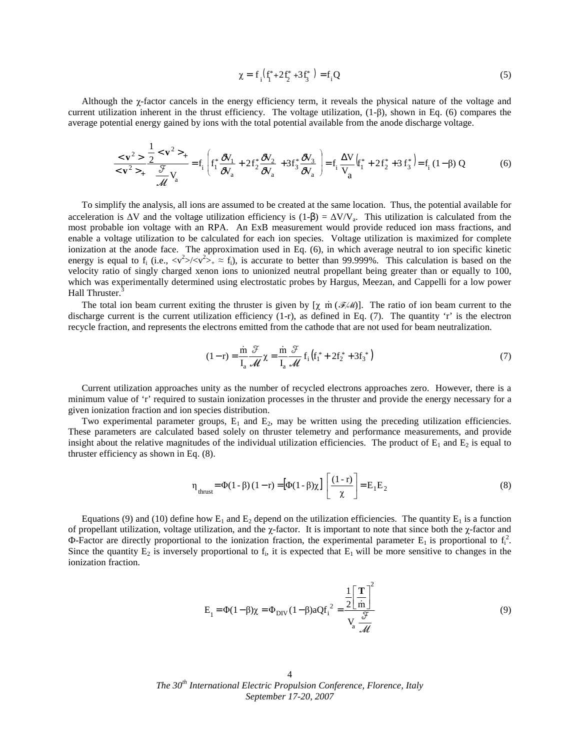$$\chi = f_i\left(f_1^* + 2f_2^* + 3f_3^*\right) = f_i Q \tag{5}$$

Although the χ-factor cancels in the energy efficiency term, it reveals the physical nature of the voltage and current utilization inherent in the thrust efficiency. The voltage utilization, (1-β), shown in Eq. (6) compares the average potential energy gained by ions with the total potential available from the anode discharge voltage.

$$\frac{<\mathbf{v}^2>}{<\mathbf{v}^2>_+}\frac{\frac{1}{2}<\mathbf{v}^2>_+}{\frac{\mathscr{F}}{\mathscr{M}}V_a} = f_i\left(f_1^*\frac{\delta V_1}{\delta V_a} + 2f_2^*\frac{\delta V_2}{\delta V_a} + 3f_3^*\frac{\delta V_3}{\delta V_a}\right) = f_i\frac{\Delta V}{V_a}\left(f_1^* + 2f_2^* + 3f_3^*\right) = f_i\,(1-\beta)\,Q \tag{6}$$

To simplify the analysis, all ions are assumed to be created at the same location. Thus, the potential available for acceleration is ΔV and the voltage utilization efficiency is (1-β) = $\Delta V/V_a$. This utilization is calculated from the most probable ion voltage with an RPA. An ExB measurement would provide reduced ion mass fractions, and enable a voltage utilization to be calculated for each ion species. Voltage utilization is maximized for complete ionization at the anode face. The approximation used in Eq. (6), in which average neutral to ion specific kinetic energy is equal to $f_i$ (i.e., $<v^2>/<v^2>_+ \approx f_i$), is accurate to better than 99.999%. This calculation is based on the velocity ratio of singly charged xenon ions to unionized neutral propellant being greater than or equally to 100, which was experimentally determined using electrostatic probes by Hargus, Meezan, and Cappelli for a low power Hall Thruster.[3]

The total ion beam current exiting the thruster is given by [$\chi\ \dot{m}\,(\mathscr{F}/\mathscr{M})$]. The ratio of ion beam current to the discharge current is the current utilization efficiency (1-r), as defined in Eq. (7). The quantity 'r' is the electron recycle fraction, and represents the electrons emitted from the cathode that are not used for beam neutralization.

$$(1-r) = \frac{\dot{m}}{I_a}\frac{\mathscr{F}}{\mathscr{M}}\chi = \frac{\dot{m}}{I_a}\frac{\mathscr{F}}{\mathscr{M}}f_i\left(f_1^* + 2f_2^* + 3f_3^*\right) \tag{7}$$

Current utilization approaches unity as the number of recycled electrons approaches zero. However, there is a minimum value of 'r' required to sustain ionization processes in the thruster and provide the energy necessary for a given ionization fraction and ion species distribution.

Two experimental parameter groups, $E_1$ and $E_2$, may be written using the preceding utilization efficiencies. These parameters are calculated based solely on thruster telemetry and performance measurements, and provide insight about the relative magnitudes of the individual utilization efficiencies. The product of $E_1$ and $E_2$ is equal to thruster efficiency as shown in Eq. (8).

$$\eta_{thrust} = \Phi(1-\beta)(1-r) = \left[\Phi(1-\beta)\chi\right]\left[\frac{(1-r)}{\chi}\right] = E_1E_2 \tag{8}$$

Equations (9) and (10) define how $E_1$ and $E_2$ depend on the utilization efficiencies. The quantity $E_1$ is a function of propellant utilization, voltage utilization, and the χ-factor. It is important to note that since both the χ-factor and Φ-Factor are directly proportional to the ionization fraction, the experimental parameter $E_1$ is proportional to $f_i^2$. Since the quantity $E_2$ is inversely proportional to $f_i$, it is expected that $E_1$ will be more sensitive to changes in the ionization fraction.

$$E_1 = \Phi(1-\beta)\chi = \Phi_{DIV}(1-\beta)aQf_i^{\,2} = \frac{\frac{1}{2}\left[\frac{\mathbf{T}}{\dot{m}}\right]^2}{V_a\frac{\mathscr{F}}{\mathscr{M}}} \tag{9}$$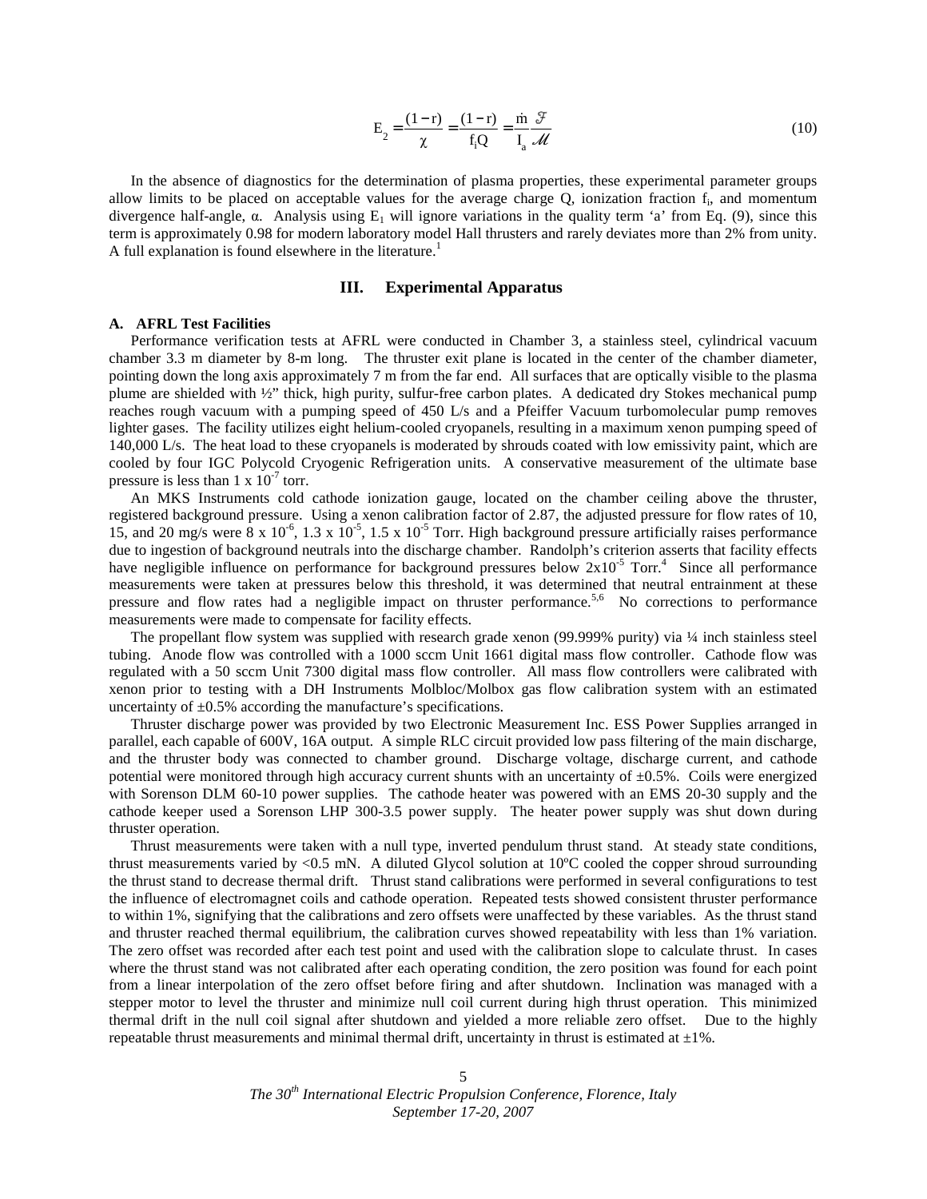$$E_2 = \frac{(1-r)}{\chi} = \frac{(1-r)}{f_i Q} = \frac{\dot{m}}{I_a}\frac{\mathscr{F}}{\mathscr{M}} \tag{10}$$

In the absence of diagnostics for the determination of plasma properties, these experimental parameter groups allow limits to be placed on acceptable values for the average charge Q, ionization fraction $f_i$, and momentum divergence half-angle, $\alpha$. Analysis using $E_1$ will ignore variations in the quality term 'a' from Eq. (9), since this term is approximately 0.98 for modern laboratory model Hall thrusters and rarely deviates more than 2% from unity. A full explanation is found elsewhere in the literature.[1]

## III. Experimental Apparatus

### A. AFRL Test Facilities

Performance verification tests at AFRL were conducted in Chamber 3, a stainless steel, cylindrical vacuum chamber 3.3 m diameter by 8-m long. The thruster exit plane is located in the center of the chamber diameter, pointing down the long axis approximately 7 m from the far end. All surfaces that are optically visible to the plasma plume are shielded with ½" thick, high purity, sulfur-free carbon plates. A dedicated dry Stokes mechanical pump reaches rough vacuum with a pumping speed of 450 L/s and a Pfeiffer Vacuum turbomolecular pump removes lighter gases. The facility utilizes eight helium-cooled cryopanels, resulting in a maximum xenon pumping speed of 140,000 L/s. The heat load to these cryopanels is moderated by shrouds coated with low emissivity paint, which are cooled by four IGC Polycold Cryogenic Refrigeration units. A conservative measurement of the ultimate base pressure is less than $1 \times 10^{-7}$ torr.

An MKS Instruments cold cathode ionization gauge, located on the chamber ceiling above the thruster, registered background pressure. Using a xenon calibration factor of 2.87, the adjusted pressure for flow rates of 10, 15, and 20 mg/s were $8 \times 10^{-6}$, $1.3 \times 10^{-5}$, $1.5 \times 10^{-5}$ Torr. High background pressure artificially raises performance due to ingestion of background neutrals into the discharge chamber. Randolph's criterion asserts that facility effects have negligible influence on performance for background pressures below $2 \times 10^{-5}$ Torr.[4] Since all performance measurements were taken at pressures below this threshold, it was determined that neutral entrainment at these pressure and flow rates had a negligible impact on thruster performance.[5,6] No corrections to performance measurements were made to compensate for facility effects.

The propellant flow system was supplied with research grade xenon (99.999% purity) via ¼ inch stainless steel tubing. Anode flow was controlled with a 1000 sccm Unit 1661 digital mass flow controller. Cathode flow was regulated with a 50 sccm Unit 7300 digital mass flow controller. All mass flow controllers were calibrated with xenon prior to testing with a DH Instruments Molbloc/Molbox gas flow calibration system with an estimated uncertainty of ±0.5% according the manufacture's specifications.

Thruster discharge power was provided by two Electronic Measurement Inc. ESS Power Supplies arranged in parallel, each capable of 600V, 16A output. A simple RLC circuit provided low pass filtering of the main discharge, and the thruster body was connected to chamber ground. Discharge voltage, discharge current, and cathode potential were monitored through high accuracy current shunts with an uncertainty of ±0.5%. Coils were energized with Sorenson DLM 60-10 power supplies. The cathode heater was powered with an EMS 20-30 supply and the cathode keeper used a Sorenson LHP 300-3.5 power supply. The heater power supply was shut down during thruster operation.

Thrust measurements were taken with a null type, inverted pendulum thrust stand. At steady state conditions, thrust measurements varied by <0.5 mN. A diluted Glycol solution at 10ºC cooled the copper shroud surrounding the thrust stand to decrease thermal drift. Thrust stand calibrations were performed in several configurations to test the influence of electromagnet coils and cathode operation. Repeated tests showed consistent thruster performance to within 1%, signifying that the calibrations and zero offsets were unaffected by these variables. As the thrust stand and thruster reached thermal equilibrium, the calibration curves showed repeatability with less than 1% variation. The zero offset was recorded after each test point and used with the calibration slope to calculate thrust. In cases where the thrust stand was not calibrated after each operating condition, the zero position was found for each point from a linear interpolation of the zero offset before firing and after shutdown. Inclination was managed with a stepper motor to level the thruster and minimize null coil current during high thrust operation. This minimized thermal drift in the null coil signal after shutdown and yielded a more reliable zero offset. Due to the highly repeatable thrust measurements and minimal thermal drift, uncertainty in thrust is estimated at ±1%.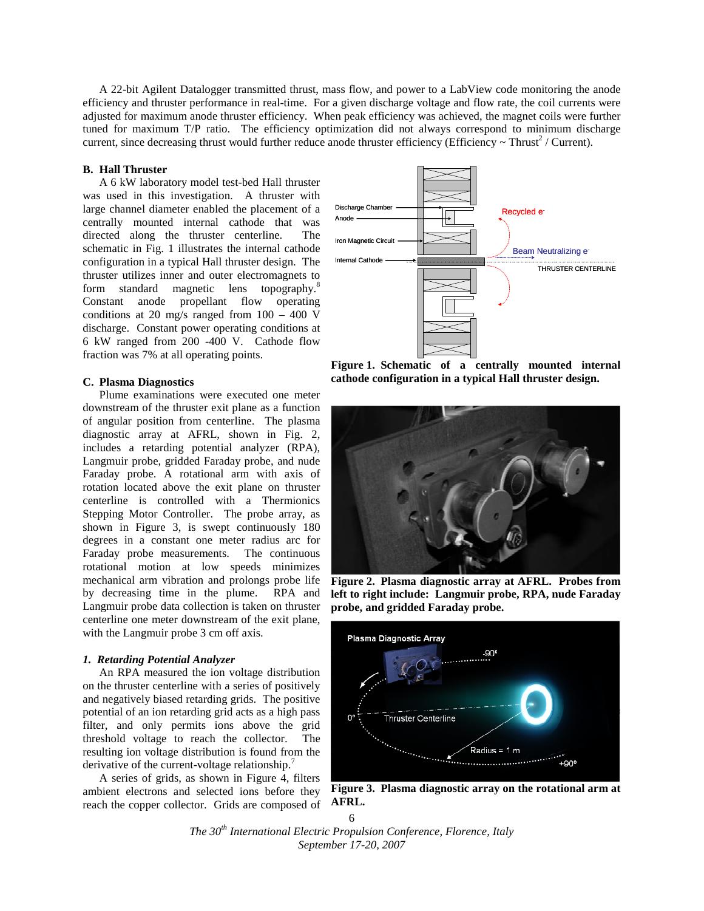A 22-bit Agilent Datalogger transmitted thrust, mass flow, and power to a LabView code monitoring the anode efficiency and thruster performance in real-time. For a given discharge voltage and flow rate, the coil currents were adjusted for maximum anode thruster efficiency. When peak efficiency was achieved, the magnet coils were further tuned for maximum T/P ratio. The efficiency optimization did not always correspond to minimum discharge current, since decreasing thrust would further reduce anode thruster efficiency (Efficiency ~ Thrust$^2$ / Current).

## B. Hall Thruster

A 6 kW laboratory model test-bed Hall thruster was used in this investigation. A thruster with large channel diameter enabled the placement of a centrally mounted internal cathode that was directed along the thruster centerline. The schematic in Fig. 1 illustrates the internal cathode configuration in a typical Hall thruster design. The thruster utilizes inner and outer electromagnets to form standard magnetic lens topography.[8] Constant anode propellant flow operating conditions at 20 mg/s ranged from 100 – 400 V discharge. Constant power operating conditions at 6 kW ranged from 200 -400 V. Cathode flow fraction was 7% at all operating points.

**Figure 1. Schematic of a centrally mounted internal cathode configuration in a typical Hall thruster design.**

## C. Plasma Diagnostics

Plume examinations were executed one meter downstream of the thruster exit plane as a function of angular position from centerline. The plasma diagnostic array at AFRL, shown in Fig. 2, includes a retarding potential analyzer (RPA), Langmuir probe, gridded Faraday probe, and nude Faraday probe. A rotational arm with axis of rotation located above the exit plane on thruster centerline is controlled with a Thermionics Stepping Motor Controller. The probe array, as shown in Figure 3, is swept continuously 180 degrees in a constant one meter radius arc for Faraday probe measurements. The continuous rotational motion at low speeds minimizes mechanical arm vibration and prolongs probe life by decreasing time in the plume. RPA and Langmuir probe data collection is taken on thruster centerline one meter downstream of the exit plane, with the Langmuir probe 3 cm off axis.

**Figure 2. Plasma diagnostic array at AFRL. Probes from left to right include: Langmuir probe, RPA, nude Faraday probe, and gridded Faraday probe.**

**Figure 3. Plasma diagnostic array on the rotational arm at AFRL.**

### *1. Retarding Potential Analyzer*

An RPA measured the ion voltage distribution on the thruster centerline with a series of positively and negatively biased retarding grids. The positive potential of an ion retarding grid acts as a high pass filter, and only permits ions above the grid threshold voltage to reach the collector. The resulting ion voltage distribution is found from the derivative of the current-voltage relationship.[7]

A series of grids, as shown in Figure 4, filters ambient electrons and selected ions before they reach the copper collector. Grids are composed of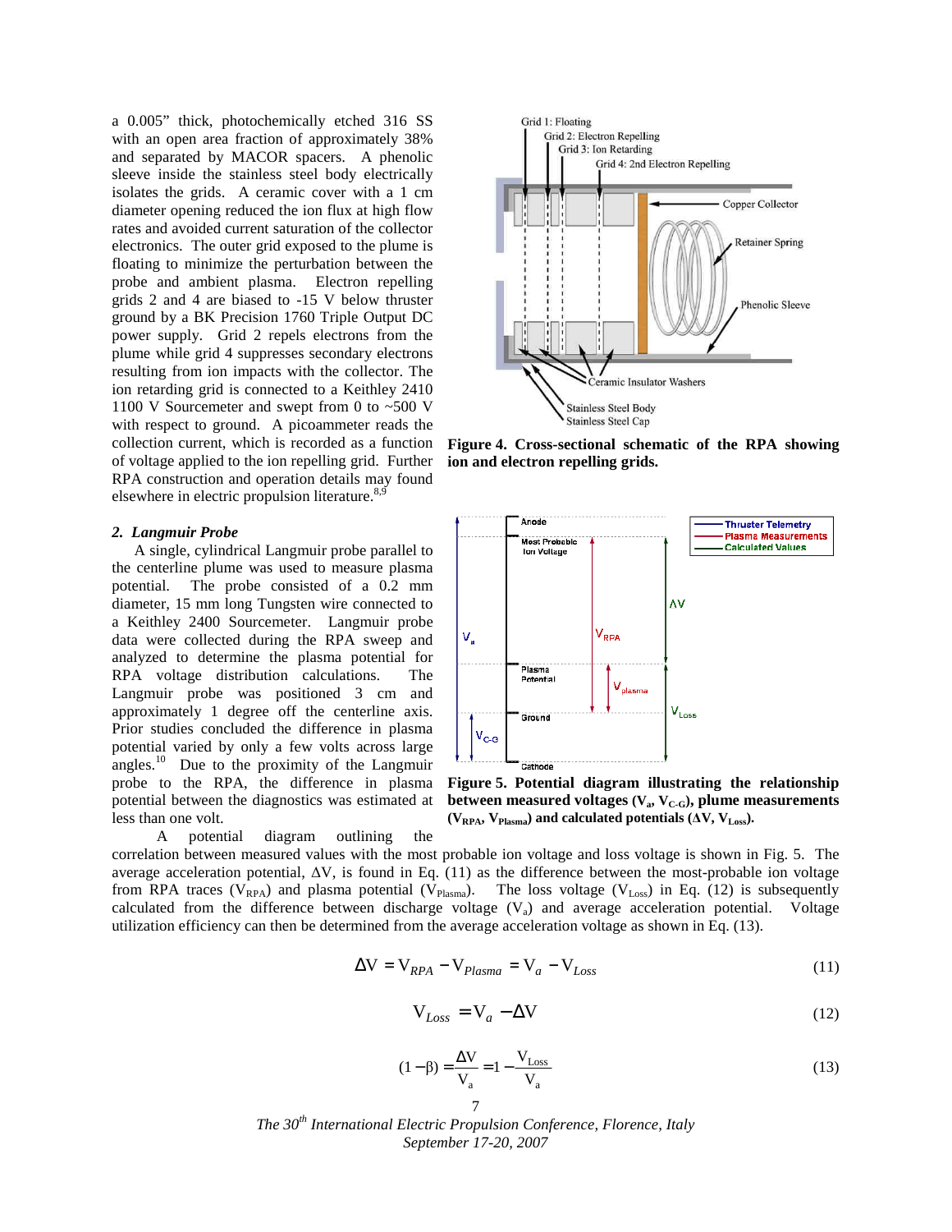a 0.005” thick, photochemically etched 316 SS with an open area fraction of approximately 38% and separated by MACOR spacers. A phenolic sleeve inside the stainless steel body electrically isolates the grids. A ceramic cover with a 1 cm diameter opening reduced the ion flux at high flow rates and avoided current saturation of the collector electronics. The outer grid exposed to the plume is floating to minimize the perturbation between the probe and ambient plasma. Electron repelling grids 2 and 4 are biased to -15 V below thruster ground by a BK Precision 1760 Triple Output DC power supply. Grid 2 repels electrons from the plume while grid 4 suppresses secondary electrons resulting from ion impacts with the collector. The ion retarding grid is connected to a Keithley 2410 1100 V Sourcemeter and swept from 0 to ~500 V with respect to ground. A picoammeter reads the collection current, which is recorded as a function of voltage applied to the ion repelling grid. Further RPA construction and operation details may found elsewhere in electric propulsion literature.[8,9]

**Figure 4. Cross-sectional schematic of the RPA showing ion and electron repelling grids.**

### *2. Langmuir Probe*

A single, cylindrical Langmuir probe parallel to the centerline plume was used to measure plasma potential. The probe consisted of a 0.2 mm diameter, 15 mm long Tungsten wire connected to a Keithley 2400 Sourcemeter. Langmuir probe data were collected during the RPA sweep and analyzed to determine the plasma potential for RPA voltage distribution calculations. The Langmuir probe was positioned 3 cm and approximately 1 degree off the centerline axis. Prior studies concluded the difference in plasma potential varied by only a few volts across large angles.[10] Due to the proximity of the Langmuir probe to the RPA, the difference in plasma potential between the diagnostics was estimated at less than one volt.

**Figure 5. Potential diagram illustrating the relationship between measured voltages ($V_a$, $V_{C-G}$), plume measurements ($V_{RPA}$, $V_{Plasma}$) and calculated potentials ($\Delta V$, $V_{Loss}$).**

A potential diagram outlining the correlation between measured values with the most probable ion voltage and loss voltage is shown in Fig. 5. The average acceleration potential, $\Delta V$, is found in Eq. (11) as the difference between the most-probable ion voltage from RPA traces ($V_{RPA}$) and plasma potential ($V_{Plasma}$). The loss voltage ($V_{Loss}$) in Eq. (12) is subsequently calculated from the difference between discharge voltage ($V_a$) and average acceleration potential. Voltage utilization efficiency can then be determined from the average acceleration voltage as shown in Eq. (13).

$$\Delta V = V_{RPA} - V_{Plasma} = V_a - V_{Loss} \tag{11}$$

$$V_{Loss} = V_a - \Delta V \tag{12}$$

$$(1-\beta) = \frac{\Delta V}{V_a} = 1 - \frac{V_{Loss}}{V_a} \tag{13}$$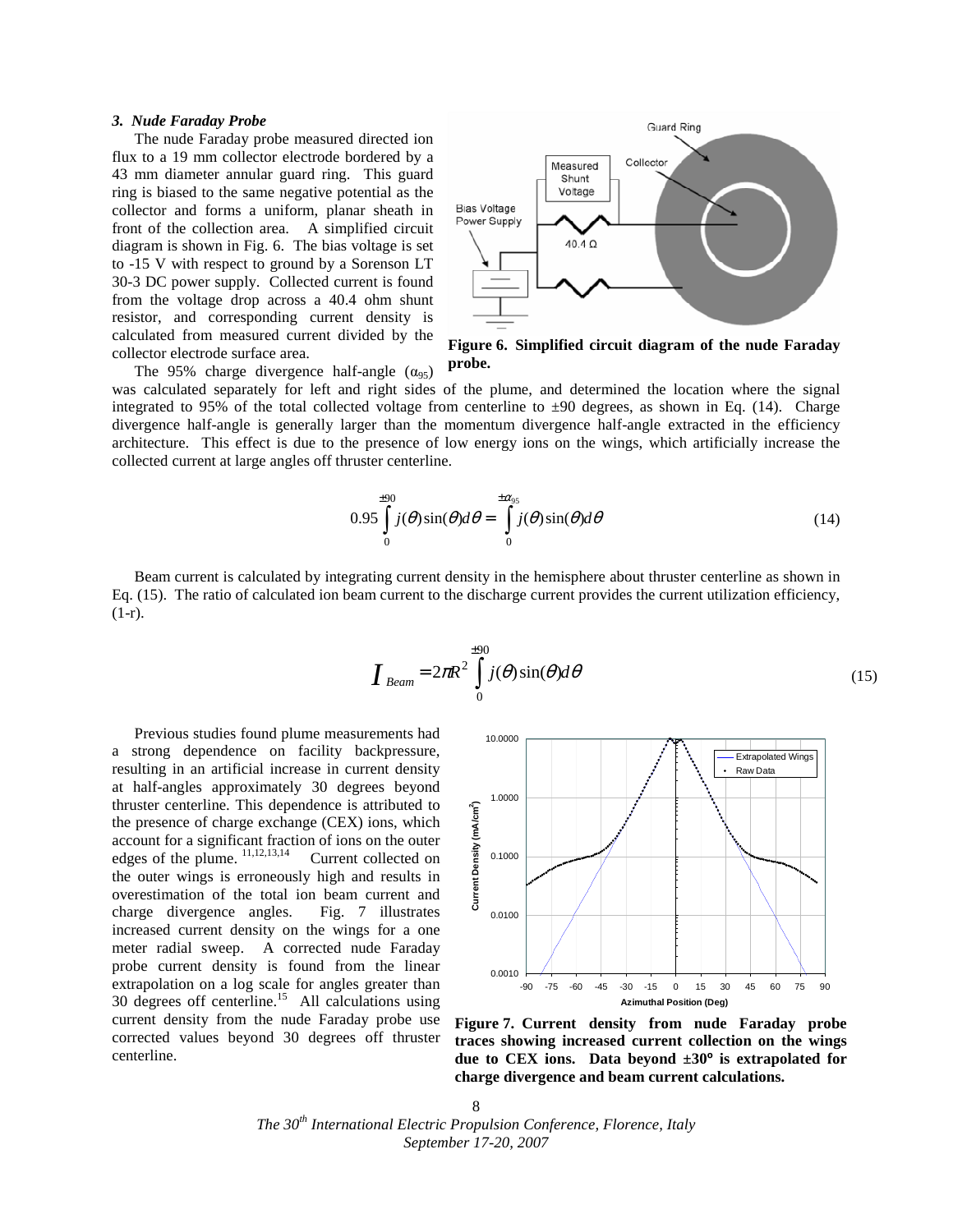### *3. Nude Faraday Probe*

The nude Faraday probe measured directed ion flux to a 19 mm collector electrode bordered by a 43 mm diameter annular guard ring. This guard ring is biased to the same negative potential as the collector and forms a uniform, planar sheath in front of the collection area. A simplified circuit diagram is shown in Fig. 6. The bias voltage is set to -15 V with respect to ground by a Sorenson LT 30-3 DC power supply. Collected current is found from the voltage drop across a 40.4 ohm shunt resistor, and corresponding current density is calculated from measured current divided by the collector electrode surface area.

**Figure 6. Simplified circuit diagram of the nude Faraday probe.**

The 95% charge divergence half-angle ($\alpha_{95}$) was calculated separately for left and right sides of the plume, and determined the location where the signal integrated to 95% of the total collected voltage from centerline to ±90 degrees, as shown in Eq. (14). Charge divergence half-angle is generally larger than the momentum divergence half-angle extracted in the efficiency architecture. This effect is due to the presence of low energy ions on the wings, which artificially increase the collected current at large angles off thruster centerline.

$$0.95\int_{0}^{\pm 90} j(\theta)\sin(\theta)d\theta = \int_{0}^{\pm\alpha_{95}} j(\theta)\sin(\theta)d\theta \tag{14}$$

Beam current is calculated by integrating current density in the hemisphere about thruster centerline as shown in Eq. (15). The ratio of calculated ion beam current to the discharge current provides the current utilization efficiency, (1-r).

$$I_{Beam} = 2\pi R^2 \int_{0}^{\pm 90} j(\theta)\sin(\theta)d\theta \tag{15}$$

Previous studies found plume measurements had a strong dependence on facility backpressure, resulting in an artificial increase in current density at half-angles approximately 30 degrees beyond thruster centerline. This dependence is attributed to the presence of charge exchange (CEX) ions, which account for a significant fraction of ions on the outer edges of the plume.[11,12,13,14] Current collected on the outer wings is erroneously high and results in overestimation of the total ion beam current and charge divergence angles. Fig. 7 illustrates increased current density on the wings for a one meter radial sweep. A corrected nude Faraday probe current density is found from the linear extrapolation on a log scale for angles greater than 30 degrees off centerline.[15] All calculations using current density from the nude Faraday probe use corrected values beyond 30 degrees off thruster centerline.

**Figure 7. Current density from nude Faraday probe traces showing increased current collection on the wings due to CEX ions. Data beyond ±30° is extrapolated for charge divergence and beam current calculations.**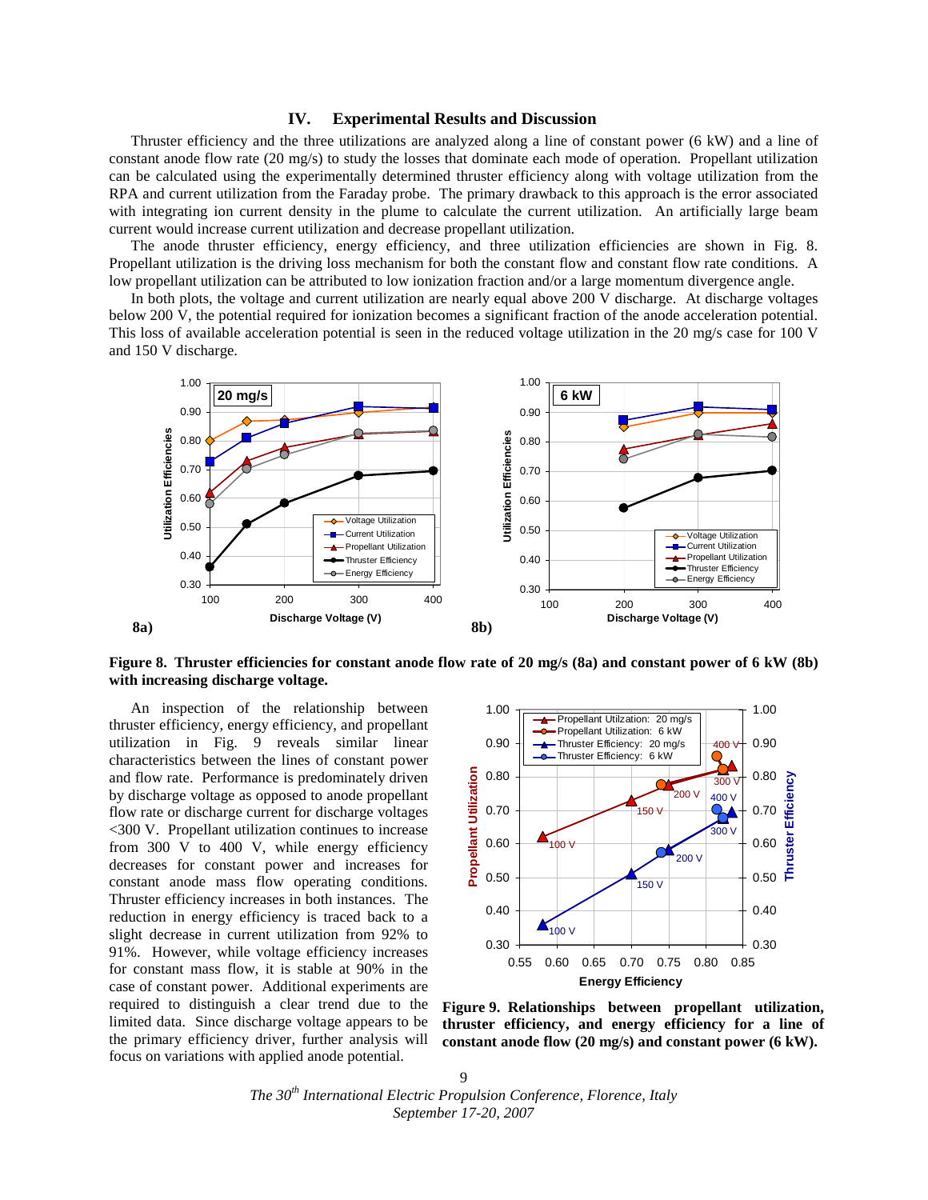## IV. Experimental Results and Discussion

Thruster efficiency and the three utilizations are analyzed along a line of constant power (6 kW) and a line of constant anode flow rate (20 mg/s) to study the losses that dominate each mode of operation. Propellant utilization can be calculated using the experimentally determined thruster efficiency along with voltage utilization from the RPA and current utilization from the Faraday probe. The primary drawback to this approach is the error associated with integrating ion current density in the plume to calculate the current utilization. An artificially large beam current would increase current utilization and decrease propellant utilization.

The anode thruster efficiency, energy efficiency, and three utilization efficiencies are shown in Fig. 8. Propellant utilization is the driving loss mechanism for both the constant flow and constant flow rate conditions. A low propellant utilization can be attributed to low ionization fraction and/or a large momentum divergence angle.

In both plots, the voltage and current utilization are nearly equal above 200 V discharge. At discharge voltages below 200 V, the potential required for ionization becomes a significant fraction of the anode acceleration potential. This loss of available acceleration potential is seen in the reduced voltage utilization in the 20 mg/s case for 100 V and 150 V discharge.

**Figure 8. Thruster efficiencies for constant anode flow rate of 20 mg/s (8a) and constant power of 6 kW (8b) with increasing discharge voltage.**

An inspection of the relationship between thruster efficiency, energy efficiency, and propellant utilization in Fig. 9 reveals similar linear characteristics between the lines of constant power and flow rate. Performance is predominately driven by discharge voltage as opposed to anode propellant flow rate or discharge current for discharge voltages <300 V. Propellant utilization continues to increase from 300 V to 400 V, while energy efficiency decreases for constant power and increases for constant anode mass flow operating conditions. Thruster efficiency increases in both instances. The reduction in energy efficiency is traced back to a slight decrease in current utilization from 92% to 91%. However, while voltage efficiency increases for constant mass flow, it is stable at 90% in the case of constant power. Additional experiments are required to distinguish a clear trend due to the limited data. Since discharge voltage appears to be the primary efficiency driver, further analysis will focus on variations with applied anode potential.

**Figure 9. Relationships between propellant utilization, thruster efficiency, and energy efficiency for a line of constant anode flow (20 mg/s) and constant power (6 kW).**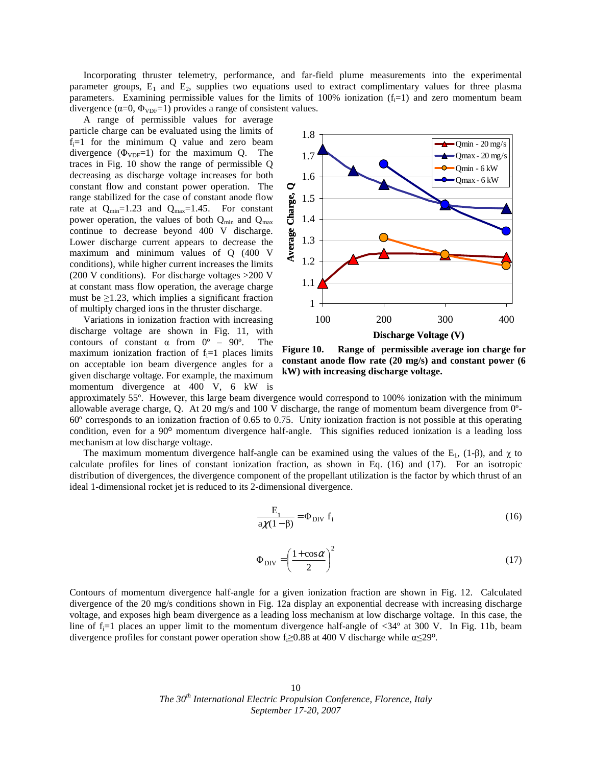Incorporating thruster telemetry, performance, and far-field plume measurements into the experimental parameter groups, $E_1$ and $E_2$, supplies two equations used to extract complimentary values for three plasma parameters. Examining permissible values for the limits of 100% ionization ($f_i$=1) and zero momentum beam divergence ($\alpha$=0, $\Phi_{VDF}$=1) provides a range of consistent values.

A range of permissible values for average particle charge can be evaluated using the limits of $f_i$=1 for the minimum Q value and zero beam divergence ($\Phi_{VDF}$=1) for the maximum Q. The traces in Fig. 10 show the range of permissible Q decreasing as discharge voltage increases for both constant flow and constant power operation. The range stabilized for the case of constant anode flow rate at $Q_{min}$=1.23 and $Q_{max}$=1.45. For constant power operation, the values of both $Q_{min}$ and $Q_{max}$ continue to decrease beyond 400 V discharge. Lower discharge current appears to decrease the maximum and minimum values of Q (400 V conditions), while higher current increases the limits (200 V conditions). For discharge voltages >200 V at constant mass flow operation, the average charge must be ≥1.23, which implies a significant fraction of multiply charged ions in the thruster discharge.

**Figure 10. Range of permissible average ion charge for constant anode flow rate (20 mg/s) and constant power (6 kW) with increasing discharge voltage.**

Variations in ionization fraction with increasing discharge voltage are shown in Fig. 11, with contours of constant $\alpha$ from 0º – 90º. The maximum ionization fraction of $f_i$=1 places limits on acceptable ion beam divergence angles for a given discharge voltage. For example, the maximum momentum divergence at 400 V, 6 kW is approximately 55º. However, this large beam divergence would correspond to 100% ionization with the minimum allowable average charge, Q. At 20 mg/s and 100 V discharge, the range of momentum beam divergence from 0º-60º corresponds to an ionization fraction of 0.65 to 0.75. Unity ionization fraction is not possible at this operating condition, even for a 90º momentum divergence half-angle. This signifies reduced ionization is a leading loss mechanism at low discharge voltage.

The maximum momentum divergence half-angle can be examined using the values of the $E_1$, (1-β), and χ to calculate profiles for lines of constant ionization fraction, as shown in Eq. (16) and (17). For an isotropic distribution of divergences, the divergence component of the propellant utilization is the factor by which thrust of an ideal 1-dimensional rocket jet is reduced to its 2-dimensional divergence.

$$\frac{E_1}{a\chi(1-\beta)} = \Phi_{DIV}\ f_i \tag{16}$$

$$\Phi_{DIV} = \left(\frac{1+\cos\alpha}{2}\right)^2 \tag{17}$$

Contours of momentum divergence half-angle for a given ionization fraction are shown in Fig. 12. Calculated divergence of the 20 mg/s conditions shown in Fig. 12a display an exponential decrease with increasing discharge voltage, and exposes high beam divergence as a leading loss mechanism at low discharge voltage. In this case, the line of $f_i$=1 places an upper limit to the momentum divergence half-angle of <34º at 300 V. In Fig. 11b, beam divergence profiles for constant power operation show $f_i$≥0.88 at 400 V discharge while α≤29º.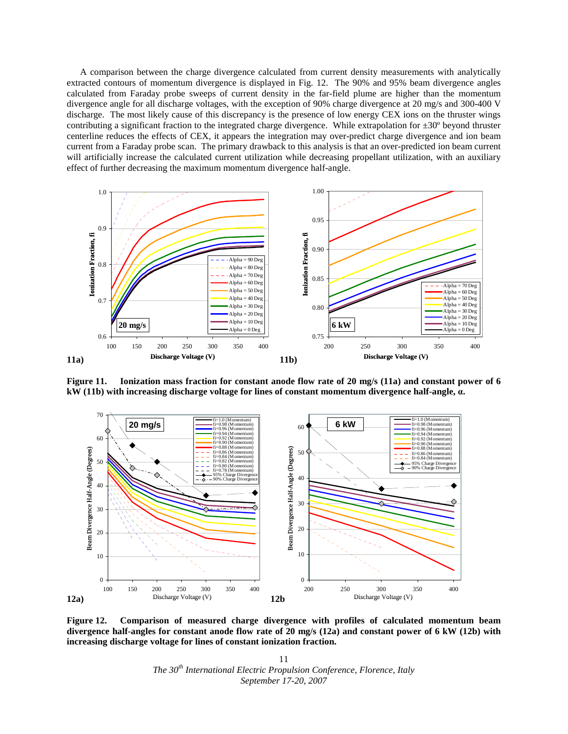A comparison between the charge divergence calculated from current density measurements with analytically extracted contours of momentum divergence is displayed in Fig. 12. The 90% and 95% beam divergence angles calculated from Faraday probe sweeps of current density in the far-field plume are higher than the momentum divergence angle for all discharge voltages, with the exception of 90% charge divergence at 20 mg/s and 300-400 V discharge. The most likely cause of this discrepancy is the presence of low energy CEX ions on the thruster wings contributing a significant fraction to the integrated charge divergence. While extrapolation for ±30º beyond thruster centerline reduces the effects of CEX, it appears the integration may over-predict charge divergence and ion beam current from a Faraday probe scan. The primary drawback to this analysis is that an over-predicted ion beam current will artificially increase the calculated current utilization while decreasing propellant utilization, with an auxiliary effect of further decreasing the maximum momentum divergence half-angle.

**Figure 11. Ionization mass fraction for constant anode flow rate of 20 mg/s (11a) and constant power of 6 kW (11b) with increasing discharge voltage for lines of constant momentum divergence half-angle, *α*.**

**Figure 12. Comparison of measured charge divergence with profiles of calculated momentum beam divergence half-angles for constant anode flow rate of 20 mg/s (12a) and constant power of 6 kW (12b) with increasing discharge voltage for lines of constant ionization fraction.**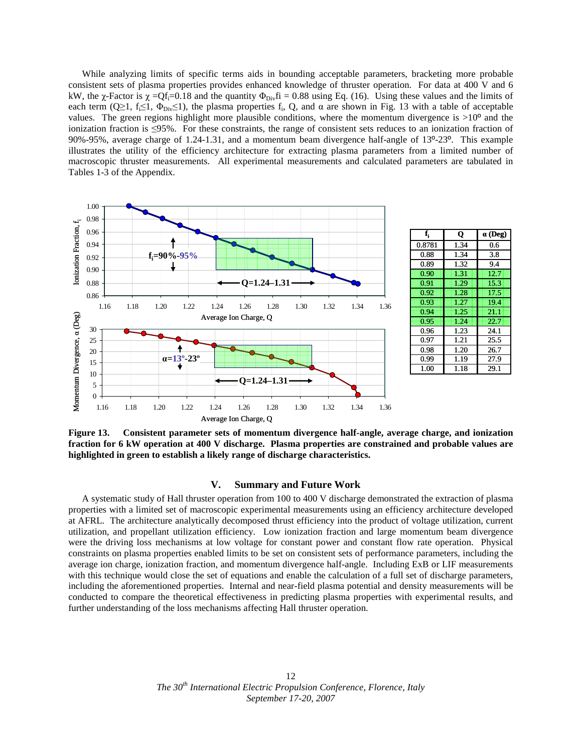While analyzing limits of specific terms aids in bounding acceptable parameters, bracketing more probable consistent sets of plasma properties provides enhanced knowledge of thruster operation. For data at 400 V and 6 kW, the χ-Factor is $\chi = Qf_i = 0.18$ and the quantity $\Phi_{Div}fi = 0.88$ using Eq. (16). Using these values and the limits of each term ($Q \geq 1$, $f_i \leq 1$, $\Phi_{Div} \leq 1$), the plasma properties $f_i$, Q, and α are shown in Fig. 13 with a table of acceptable values. The green regions highlight more plausible conditions, where the momentum divergence is >10º and the ionization fraction is ≤95%. For these constraints, the range of consistent sets reduces to an ionization fraction of 90%-95%, average charge of 1.24-1.31, and a momentum beam divergence half-angle of 13º-23º. This example illustrates the utility of the efficiency architecture for extracting plasma parameters from a limited number of macroscopic thruster measurements. All experimental measurements and calculated parameters are tabulated in Tables 1-3 of the Appendix.

| $f_i$ | Q | α (Deg) |
|---|---|---|
| 0.8781 | 1.34 | 0.6 |
| 0.88 | 1.34 | 3.8 |
| 0.89 | 1.32 | 9.4 |
| 0.90 | 1.31 | 12.7 |
| 0.91 | 1.29 | 15.3 |
| 0.92 | 1.28 | 17.5 |
| 0.93 | 1.27 | 19.4 |
| 0.94 | 1.25 | 21.1 |
| 0.95 | 1.24 | 22.7 |
| 0.96 | 1.23 | 24.1 |
| 0.97 | 1.21 | 25.5 |
| 0.98 | 1.20 | 26.7 |
| 0.99 | 1.19 | 27.9 |
| 1.00 | 1.18 | 29.1 |

**Figure 13. Consistent parameter sets of momentum divergence half-angle, average charge, and ionization fraction for 6 kW operation at 400 V discharge. Plasma properties are constrained and probable values are highlighted in green to establish a likely range of discharge characteristics.**

## V. Summary and Future Work

A systematic study of Hall thruster operation from 100 to 400 V discharge demonstrated the extraction of plasma properties with a limited set of macroscopic experimental measurements using an efficiency architecture developed at AFRL. The architecture analytically decomposed thrust efficiency into the product of voltage utilization, current utilization, and propellant utilization efficiency. Low ionization fraction and large momentum beam divergence were the driving loss mechanisms at low voltage for constant power and constant flow rate operation. Physical constraints on plasma properties enabled limits to be set on consistent sets of performance parameters, including the average ion charge, ionization fraction, and momentum divergence half-angle. Including ExB or LIF measurements with this technique would close the set of equations and enable the calculation of a full set of discharge parameters, including the aforementioned properties. Internal and near-field plasma potential and density measurements will be conducted to compare the theoretical effectiveness in predicting plasma properties with experimental results, and further understanding of the loss mechanisms affecting Hall thruster operation.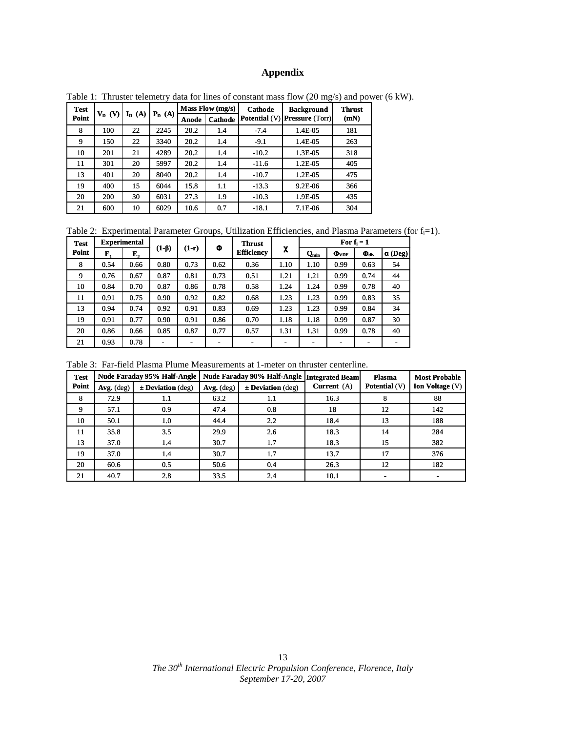# Appendix

Table 1: Thruster telemetry data for lines of constant mass flow (20 mg/s) and power (6 kW).

| Test Point | $V_D$ (V) | $I_D$ (A) | $P_D$ (A) | Mass Flow (mg/s) | | Cathode Potential (V) | Background Pressure (Torr) | Thrust (mN) |
|---|---|---|---|---|---|---|---|---|
| | | | | Anode | Cathode | | | |
| 8 | 100 | 22 | 2245 | 20.2 | 1.4 | -7.4 | 1.4E-05 | 181 |
| 9 | 150 | 22 | 3340 | 20.2 | 1.4 | -9.1 | 1.4E-05 | 263 |
| 10 | 201 | 21 | 4289 | 20.2 | 1.4 | -10.2 | 1.3E-05 | 318 |
| 11 | 301 | 20 | 5997 | 20.2 | 1.4 | -11.6 | 1.2E-05 | 405 |
| 13 | 401 | 20 | 8040 | 20.2 | 1.4 | -10.7 | 1.2E-05 | 475 |
| 19 | 400 | 15 | 6044 | 15.8 | 1.1 | -13.3 | 9.2E-06 | 366 |
| 20 | 200 | 30 | 6031 | 27.3 | 1.9 | -10.3 | 1.9E-05 | 435 |
| 21 | 600 | 10 | 6029 | 10.6 | 0.7 | -18.1 | 7.1E-06 | 304 |

Table 2: Experimental Parameter Groups, Utilization Efficiencies, and Plasma Parameters (for $f_i$=1).

| Test Point | Experimental | | $(1-\beta)$ | $(1-r)$ | $\Phi$ | Thrust Efficiency | $\chi$ | For $f_i = 1$ | | | |
|---|---|---|---|---|---|---|---|---|---|---|---|
| | $E_1$ | $E_2$ | | | | | | $Q_{min}$ | $\Phi_{VDF}$ | $\Phi_{div}$ | $\alpha$ (Deg) |
| 8 | 0.54 | 0.66 | 0.80 | 0.73 | 0.62 | 0.36 | 1.10 | 1.10 | 0.99 | 0.63 | 54 |
| 9 | 0.76 | 0.67 | 0.87 | 0.81 | 0.73 | 0.51 | 1.21 | 1.21 | 0.99 | 0.74 | 44 |
| 10 | 0.84 | 0.70 | 0.87 | 0.86 | 0.78 | 0.58 | 1.24 | 1.24 | 0.99 | 0.78 | 40 |
| 11 | 0.91 | 0.75 | 0.90 | 0.92 | 0.82 | 0.68 | 1.23 | 1.23 | 0.99 | 0.83 | 35 |
| 13 | 0.94 | 0.74 | 0.92 | 0.91 | 0.83 | 0.69 | 1.23 | 1.23 | 0.99 | 0.84 | 34 |
| 19 | 0.91 | 0.77 | 0.90 | 0.91 | 0.86 | 0.70 | 1.18 | 1.18 | 0.99 | 0.87 | 30 |
| 20 | 0.86 | 0.66 | 0.85 | 0.87 | 0.77 | 0.57 | 1.31 | 1.31 | 0.99 | 0.78 | 40 |
| 21 | 0.93 | 0.78 | - | - | - | - | - | - | - | - | - |

Table 3: Far-field Plasma Plume Measurements at 1-meter on thruster centerline.

| Test Point | Nude Faraday 95% Half-Angle | | Nude Faraday 90% Half-Angle | | Integrated Beam Current (A) | Plasma Potential (V) | Most Probable Ion Voltage (V) |
|---|---|---|---|---|---|---|---|
| | Avg. (deg) | ± Deviation (deg) | Avg. (deg) | ± Deviation (deg) | | | |
| 8 | 72.9 | 1.1 | 63.2 | 1.1 | 16.3 | 8 | 88 |
| 9 | 57.1 | 0.9 | 47.4 | 0.8 | 18 | 12 | 142 |
| 10 | 50.1 | 1.0 | 44.4 | 2.2 | 18.4 | 13 | 188 |
| 11 | 35.8 | 3.5 | 29.9 | 2.6 | 18.3 | 14 | 284 |
| 13 | 37.0 | 1.4 | 30.7 | 1.7 | 18.3 | 15 | 382 |
| 19 | 37.0 | 1.4 | 30.7 | 1.7 | 13.7 | 17 | 376 |
| 20 | 60.6 | 0.5 | 50.6 | 0.4 | 26.3 | 12 | 182 |
| 21 | 40.7 | 2.8 | 33.5 | 2.4 | 10.1 | - | - |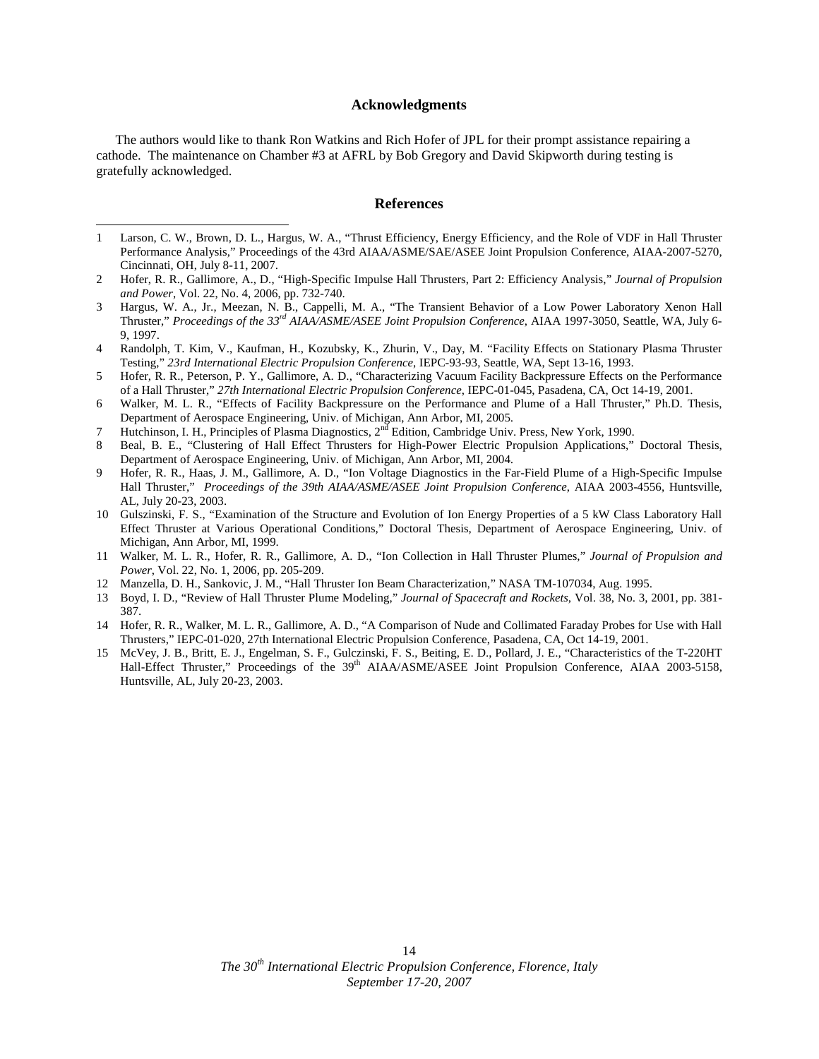## Acknowledgments

The authors would like to thank Ron Watkins and Rich Hofer of JPL for their prompt assistance repairing a cathode. The maintenance on Chamber #3 at AFRL by Bob Gregory and David Skipworth during testing is gratefully acknowledged.

## References

1 Larson, C. W., Brown, D. L., Hargus, W. A., "Thrust Efficiency, Energy Efficiency, and the Role of VDF in Hall Thruster Performance Analysis," Proceedings of the 43rd AIAA/ASME/SAE/ASEE Joint Propulsion Conference, AIAA-2007-5270, Cincinnati, OH, July 8-11, 2007.

2 Hofer, R. R., Gallimore, A., D., "High-Specific Impulse Hall Thrusters, Part 2: Efficiency Analysis," *Journal of Propulsion and Power*, Vol. 22, No. 4, 2006, pp. 732-740.

3 Hargus, W. A., Jr., Meezan, N. B., Cappelli, M. A., "The Transient Behavior of a Low Power Laboratory Xenon Hall Thruster," *Proceedings of the 33rd AIAA/ASME/ASEE Joint Propulsion Conference*, AIAA 1997-3050, Seattle, WA, July 6-9, 1997.

4 Randolph, T. Kim, V., Kaufman, H., Kozubsky, K., Zhurin, V., Day, M. "Facility Effects on Stationary Plasma Thruster Testing," *23rd International Electric Propulsion Conference*, IEPC-93-93, Seattle, WA, Sept 13-16, 1993.

5 Hofer, R. R., Peterson, P. Y., Gallimore, A. D., "Characterizing Vacuum Facility Backpressure Effects on the Performance of a Hall Thruster," *27th International Electric Propulsion Conference*, IEPC-01-045, Pasadena, CA, Oct 14-19, 2001.

6 Walker, M. L. R., "Effects of Facility Backpressure on the Performance and Plume of a Hall Thruster," Ph.D. Thesis, Department of Aerospace Engineering, Univ. of Michigan, Ann Arbor, MI, 2005.

7 Hutchinson, I. H., Principles of Plasma Diagnostics, 2nd Edition, Cambridge Univ. Press, New York, 1990.

8 Beal, B. E., "Clustering of Hall Effect Thrusters for High-Power Electric Propulsion Applications," Doctoral Thesis, Department of Aerospace Engineering, Univ. of Michigan, Ann Arbor, MI, 2004.

9 Hofer, R. R., Haas, J. M., Gallimore, A. D., "Ion Voltage Diagnostics in the Far-Field Plume of a High-Specific Impulse Hall Thruster," *Proceedings of the 39th AIAA/ASME/ASEE Joint Propulsion Conference*, AIAA 2003-4556, Huntsville, AL, July 20-23, 2003.

10 Gulszinski, F. S., "Examination of the Structure and Evolution of Ion Energy Properties of a 5 kW Class Laboratory Hall Effect Thruster at Various Operational Conditions," Doctoral Thesis, Department of Aerospace Engineering, Univ. of Michigan, Ann Arbor, MI, 1999.

11 Walker, M. L. R., Hofer, R. R., Gallimore, A. D., "Ion Collection in Hall Thruster Plumes," *Journal of Propulsion and Power*, Vol. 22, No. 1, 2006, pp. 205-209.

12 Manzella, D. H., Sankovic, J. M., "Hall Thruster Ion Beam Characterization," NASA TM-107034, Aug. 1995.

13 Boyd, I. D., "Review of Hall Thruster Plume Modeling," *Journal of Spacecraft and Rockets*, Vol. 38, No. 3, 2001, pp. 381-387.

14 Hofer, R. R., Walker, M. L. R., Gallimore, A. D., "A Comparison of Nude and Collimated Faraday Probes for Use with Hall Thrusters," IEPC-01-020, 27th International Electric Propulsion Conference, Pasadena, CA, Oct 14-19, 2001.

15 McVey, J. B., Britt, E. J., Engelman, S. F., Gulczinski, F. S., Beiting, E. D., Pollard, J. E., "Characteristics of the T-220HT Hall-Effect Thruster," Proceedings of the 39th AIAA/ASME/ASEE Joint Propulsion Conference, AIAA 2003-5158, Huntsville, AL, July 20-23, 2003.